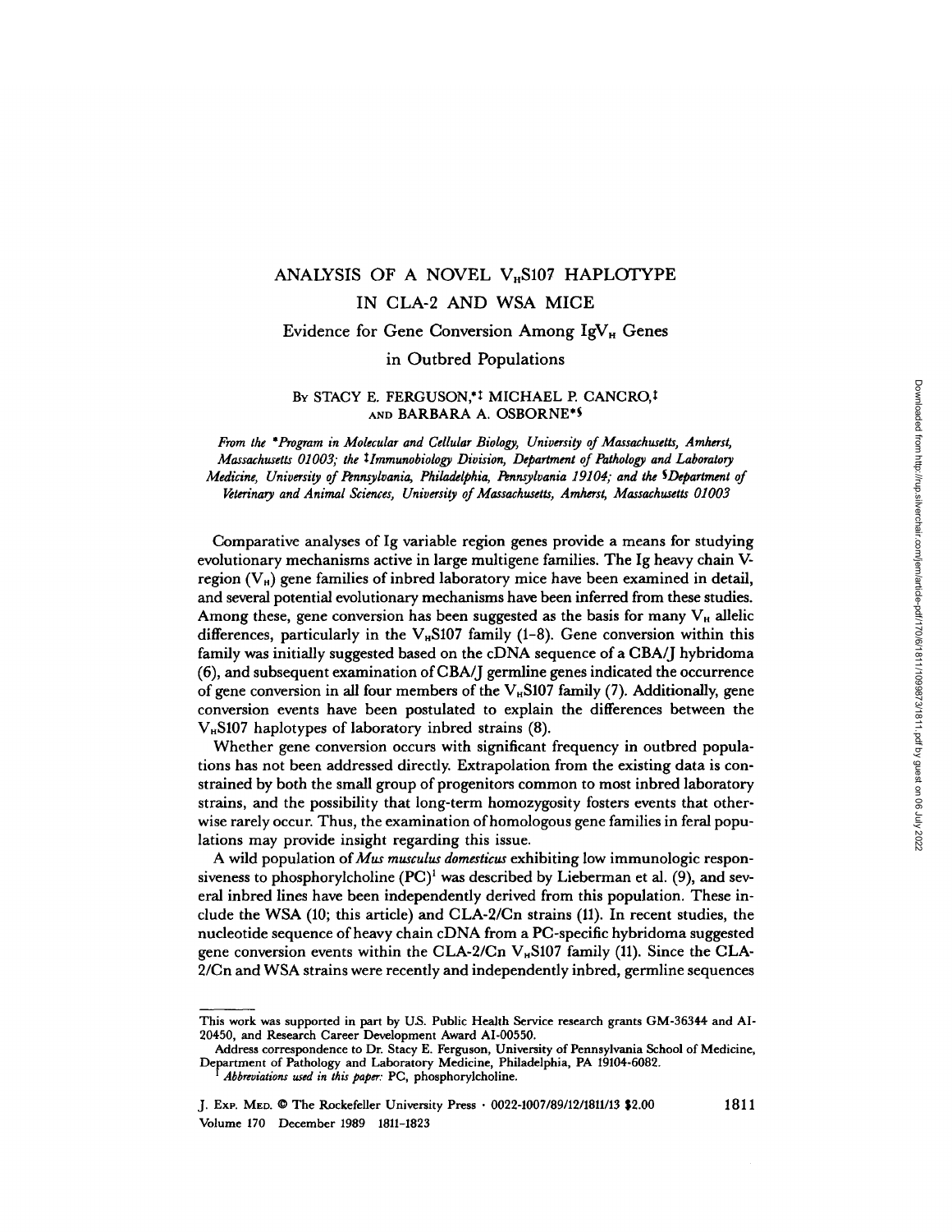# ANALYSIS OF A NOVEL $V_H$S107 HAPLOTYPE IN CLA-2 AND WSA MICE

## Evidence for Gene Conversion Among Ig$V_H$ Genes in Outbred Populations

BY STACY E. FERGUSON,*‡ MICHAEL P. CANCRO,‡ AND BARBARA A. OSBORNE*§

*From the \*Program in Molecular and Cellular Biology, University of Massachusetts, Amherst, Massachusetts 01003; the ‡Immunobiology Division, Department of Pathology and Laboratory Medicine, University of Pennsylvania, Philadelphia, Pennsylvania 19104; and the §Department of Veterinary and Animal Sciences, University of Massachusetts, Amherst, Massachusetts 01003*

Comparative analyses of Ig variable region genes provide a means for studying evolutionary mechanisms active in large multigene families. The Ig heavy chain V-region ($V_H$) gene families of inbred laboratory mice have been examined in detail, and several potential evolutionary mechanisms have been inferred from these studies. Among these, gene conversion has been suggested as the basis for many $V_H$ allelic differences, particularly in the $V_H$S107 family (1-8). Gene conversion within this family was initially suggested based on the cDNA sequence of a CBA/J hybridoma (6), and subsequent examination of CBA/J germline genes indicated the occurrence of gene conversion in all four members of the $V_H$S107 family (7). Additionally, gene conversion events have been postulated to explain the differences between the $V_H$S107 haplotypes of laboratory inbred strains (8).

Whether gene conversion occurs with significant frequency in outbred populations has not been addressed directly. Extrapolation from the existing data is constrained by both the small group of progenitors common to most inbred laboratory strains, and the possibility that long-term homozygosity fosters events that otherwise rarely occur. Thus, the examination of homologous gene families in feral populations may provide insight regarding this issue.

A wild population of *Mus musculus domesticus* exhibiting low immunologic responsiveness to phosphorylcholine (PC)[1] was described by Lieberman et al. (9), and several inbred lines have been independently derived from this population. These include the WSA (10; this article) and CLA-2/Cn strains (11). In recent studies, the nucleotide sequence of heavy chain cDNA from a PC-specific hybridoma suggested gene conversion events within the CLA-2/Cn $V_H$S107 family (11). Since the CLA-2/Cn and WSA strains were recently and independently inbred, germline sequences

---

This work was supported in part by U.S. Public Health Service research grants GM-36344 and AI-20450, and Research Career Development Award AI-00550.

Address correspondence to Dr. Stacy E. Ferguson, University of Pennsylvania School of Medicine, Department of Pathology and Laboratory Medicine, Philadelphia, PA 19104-6082.

[1] *Abbreviations used in this paper:* PC, phosphorylcholine.

J. EXP. MED. © The Rockefeller University Press · 0022-1007/89/12/1811/13 $2.00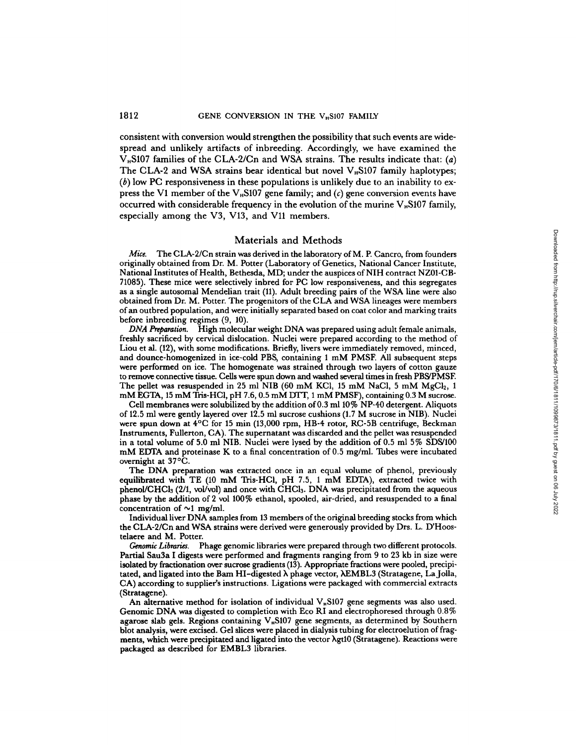consistent with conversion would strengthen the possibility that such events are widespread and unlikely artifacts of inbreeding. Accordingly, we have examined the $V_H$S107 families of the CLA-2/Cn and WSA strains. The results indicate that: (*a*) The CLA-2 and WSA strains bear identical but novel $V_H$S107 family haplotypes; (*b*) low PC responsiveness in these populations is unlikely due to an inability to express the V1 member of the $V_H$S107 gene family; and (*c*) gene conversion events have occurred with considerable frequency in the evolution of the murine $V_H$S107 family, especially among the V3, V13, and V11 members.

## Materials and Methods

*Mice.* The CLA-2/Cn strain was derived in the laboratory of M. P. Cancro, from founders originally obtained from Dr. M. Potter (Laboratory of Genetics, National Cancer Institute, National Institutes of Health, Bethesda, MD; under the auspices of NIH contract NZ01-CB-71085). These mice were selectively inbred for PC low responsiveness, and this segregates as a single autosomal Mendelian trait (11). Adult breeding pairs of the WSA line were also obtained from Dr. M. Potter. The progenitors of the CLA and WSA lineages were members of an outbred population, and were initially separated based on coat color and marking traits before inbreeding regimes (9, 10).

*DNA Preparation.* High molecular weight DNA was prepared using adult female animals, freshly sacrificed by cervical dislocation. Nuclei were prepared according to the method of Liou et al. (12), with some modifications. Briefly, livers were immediately removed, minced, and dounce-homogenized in ice-cold PBS, containing 1 mM PMSF. All subsequent steps were performed on ice. The homogenate was strained through two layers of cotton gauze to remove connective tissue. Cells were spun down and washed several times in fresh PBS/PMSF. The pellet was resuspended in 25 ml NIB (60 mM KCl, 15 mM NaCl, 5 mM $MgCl_2$, 1 mM EGTA, 15 mM Tris-HCl, pH 7.6, 0.5 mM DTT, 1 mM PMSF), containing 0.3 M sucrose.

Cell membranes were solubilized by the addition of 0.3 ml 10% NP-40 detergent. Aliquots of 12.5 ml were gently layered over 12.5 ml sucrose cushions (1.7 M sucrose in NIB). Nuclei were spun down at 4°C for 15 min (13,000 rpm, HB-4 rotor, RC-5B centrifuge, Beckman Instruments, Fullerton, CA). The supernatant was discarded and the pellet was resuspended in a total volume of 5.0 ml NIB. Nuclei were lysed by the addition of 0.5 ml 5% SDS/100 mM EDTA and proteinase K to a final concentration of 0.5 mg/ml. Tubes were incubated overnight at 37°C.

The DNA preparation was extracted once in an equal volume of phenol, previously equilibrated with TE (10 mM Tris-HCl, pH 7.5, 1 mM EDTA), extracted twice with phenol/$CHCl_3$ (2/1, vol/vol) and once with $CHCl_3$. DNA was precipitated from the aqueous phase by the addition of 2 vol 100% ethanol, spooled, air-dried, and resuspended to a final concentration of ~1 mg/ml.

Individual liver DNA samples from 13 members of the original breeding stocks from which the CLA-2/Cn and WSA strains were derived were generously provided by Drs. L. D'Hoostelaere and M. Potter.

*Genomic Libraries.* Phage genomic libraries were prepared through two different protocols. Partial Sau3a I digests were performed and fragments ranging from 9 to 23 kb in size were isolated by fractionation over sucrose gradients (13). Appropriate fractions were pooled, precipitated, and ligated into the Bam HI–digested λ phage vector, λEMBL3 (Stratagene, La Jolla, CA) according to supplier's instructions. Ligations were packaged with commercial extracts (Stratagene).

An alternative method for isolation of individual $V_H$S107 gene segments was also used. Genomic DNA was digested to completion with Eco RI and electrophoresed through 0.8% agarose slab gels. Regions containing $V_H$S107 gene segments, as determined by Southern blot analysis, were excised. Gel slices were placed in dialysis tubing for electroelution of fragments, which were precipitated and ligated into the vector λgt10 (Stratagene). Reactions were packaged as described for EMBL3 libraries.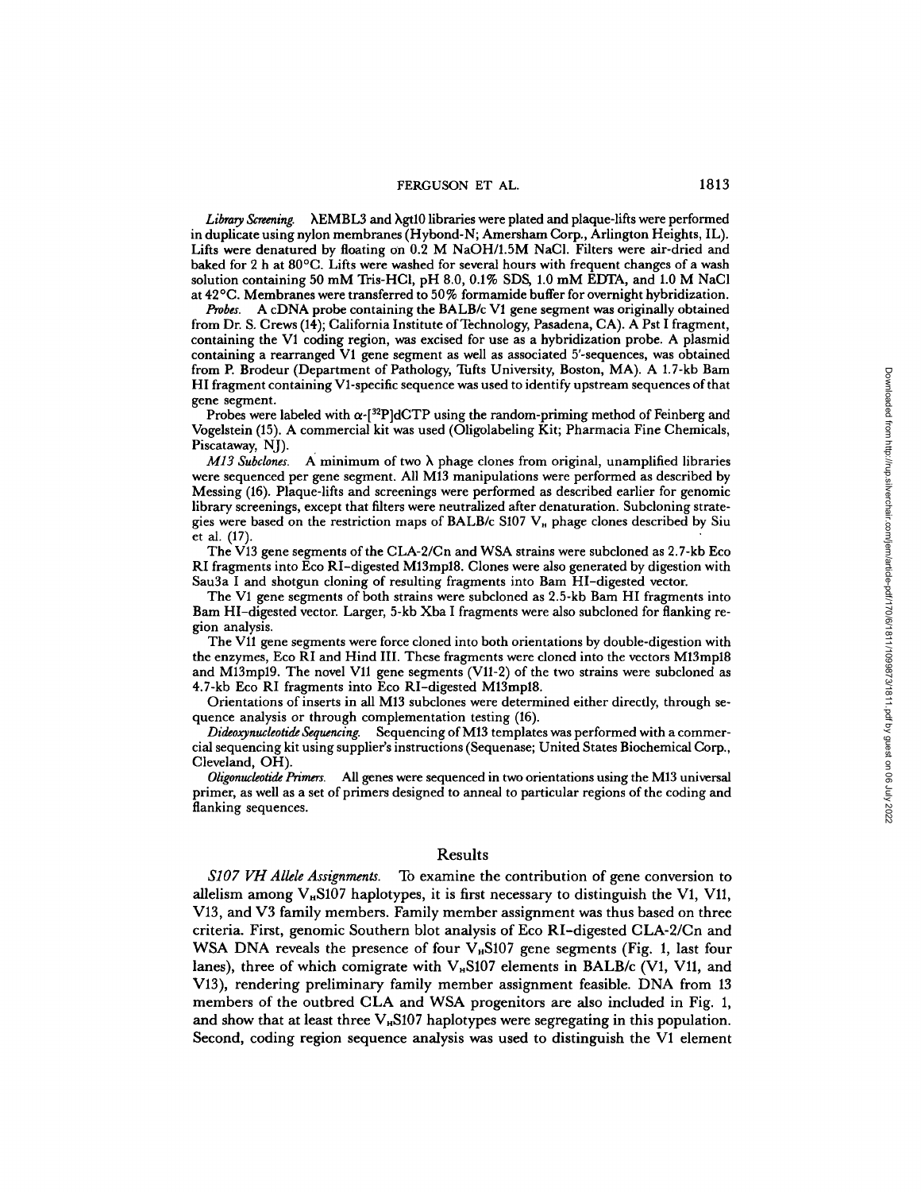*Library Screening.* λEMBL3 and λgt10 libraries were plated and plaque-lifts were performed in duplicate using nylon membranes (Hybond-N; Amersham Corp., Arlington Heights, IL). Lifts were denatured by floating on 0.2 M NaOH/1.5M NaCl. Filters were air-dried and baked for 2 h at 80°C. Lifts were washed for several hours with frequent changes of a wash solution containing 50 mM Tris-HCl, pH 8.0, 0.1% SDS, 1.0 mM EDTA, and 1.0 M NaCl at 42°C. Membranes were transferred to 50% formamide buffer for overnight hybridization.

*Probes.* A cDNA probe containing the BALB/c V1 gene segment was originally obtained from Dr. S. Crews (14); California Institute of Technology, Pasadena, CA). A Pst I fragment, containing the V1 coding region, was excised for use as a hybridization probe. A plasmid containing a rearranged V1 gene segment as well as associated 5'-sequences, was obtained from P. Brodeur (Department of Pathology, Tufts University, Boston, MA). A 1.7-kb Bam HI fragment containing V1-specific sequence was used to identify upstream sequences of that gene segment.

Probes were labeled with α-[$^{32}$P]dCTP using the random-priming method of Feinberg and Vogelstein (15). A commercial kit was used (Oligolabeling Kit; Pharmacia Fine Chemicals, Piscataway, NJ).

*M13 Subclones.* A minimum of two λ phage clones from original, unamplified libraries were sequenced per gene segment. All M13 manipulations were performed as described by Messing (16). Plaque-lifts and screenings were performed as described earlier for genomic library screenings, except that filters were neutralized after denaturation. Subcloning strategies were based on the restriction maps of BALB/c S107 $V_H$ phage clones described by Siu et al. (17).

The V13 gene segments of the CLA-2/Cn and WSA strains were subcloned as 2.7-kb Eco RI fragments into Eco RI-digested M13mp18. Clones were also generated by digestion with Sau3a I and shotgun cloning of resulting fragments into Bam HI-digested vector.

The V1 gene segments of both strains were subcloned as 2.5-kb Bam HI fragments into Bam HI-digested vector. Larger, 5-kb Xba I fragments were also subcloned for flanking region analysis.

The V11 gene segments were force cloned into both orientations by double-digestion with the enzymes, Eco RI and Hind III. These fragments were cloned into the vectors M13mp18 and M13mp19. The novel V11 gene segments (V11-2) of the two strains were subcloned as 4.7-kb Eco RI fragments into Eco RI-digested M13mp18.

Orientations of inserts in all M13 subclones were determined either directly, through sequence analysis or through complementation testing (16).

*Dideoxynucleotide Sequencing.* Sequencing of M13 templates was performed with a commercial sequencing kit using supplier's instructions (Sequenase; United States Biochemical Corp., Cleveland, OH).

*Oligonucleotide Primers.* All genes were sequenced in two orientations using the M13 universal primer, as well as a set of primers designed to anneal to particular regions of the coding and flanking sequences.

## Results

*S107 VH Allele Assignments.* To examine the contribution of gene conversion to allelism among $V_H$S107 haplotypes, it is first necessary to distinguish the V1, V11, V13, and V3 family members. Family member assignment was thus based on three criteria. First, genomic Southern blot analysis of Eco RI-digested CLA-2/Cn and WSA DNA reveals the presence of four $V_H$S107 gene segments (Fig. 1, last four lanes), three of which comigrate with $V_H$S107 elements in BALB/c (V1, V11, and V13), rendering preliminary family member assignment feasible. DNA from 13 members of the outbred CLA and WSA progenitors are also included in Fig. 1, and show that at least three $V_H$S107 haplotypes were segregating in this population. Second, coding region sequence analysis was used to distinguish the V1 element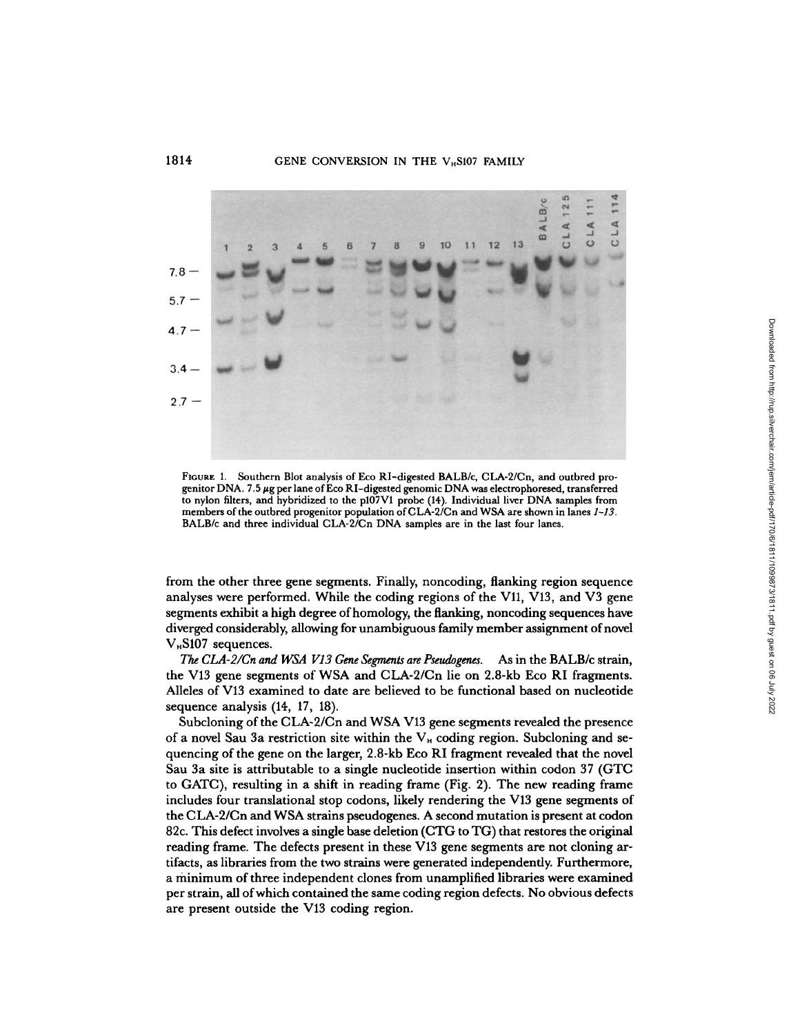FIGURE 1. Southern Blot analysis of Eco RI-digested BALB/c, CLA-2/Cn, and outbred progenitor DNA. 7.5 μg per lane of Eco RI-digested genomic DNA was electrophoresed, transferred to nylon filters, and hybridized to the p107V1 probe (14). Individual liver DNA samples from members of the outbred progenitor population of CLA-2/Cn and WSA are shown in lanes *1-13*. BALB/c and three individual CLA-2/Cn DNA samples are in the last four lanes.

from the other three gene segments. Finally, noncoding, flanking region sequence analyses were performed. While the coding regions of the V11, V13, and V3 gene segments exhibit a high degree of homology, the flanking, noncoding sequences have diverged considerably, allowing for unambiguous family member assignment of novel $V_H$S107 sequences.

*The CLA-2/Cn and WSA V13 Gene Segments are Pseudogenes.* As in the BALB/c strain, the V13 gene segments of WSA and CLA-2/Cn lie on 2.8-kb Eco RI fragments. Alleles of V13 examined to date are believed to be functional based on nucleotide sequence analysis (14, 17, 18).

Subcloning of the CLA-2/Cn and WSA V13 gene segments revealed the presence of a novel Sau 3a restriction site within the $V_H$ coding region. Subcloning and sequencing of the gene on the larger, 2.8-kb Eco RI fragment revealed that the novel Sau 3a site is attributable to a single nucleotide insertion within codon 37 (GTC to GATC), resulting in a shift in reading frame (Fig. 2). The new reading frame includes four translational stop codons, likely rendering the V13 gene segments of the CLA-2/Cn and WSA strains pseudogenes. A second mutation is present at codon 82c. This defect involves a single base deletion (CTG to TG) that restores the original reading frame. The defects present in these V13 gene segments are not cloning artifacts, as libraries from the two strains were generated independently. Furthermore, a minimum of three independent clones from unamplified libraries were examined per strain, all of which contained the same coding region defects. No obvious defects are present outside the V13 coding region.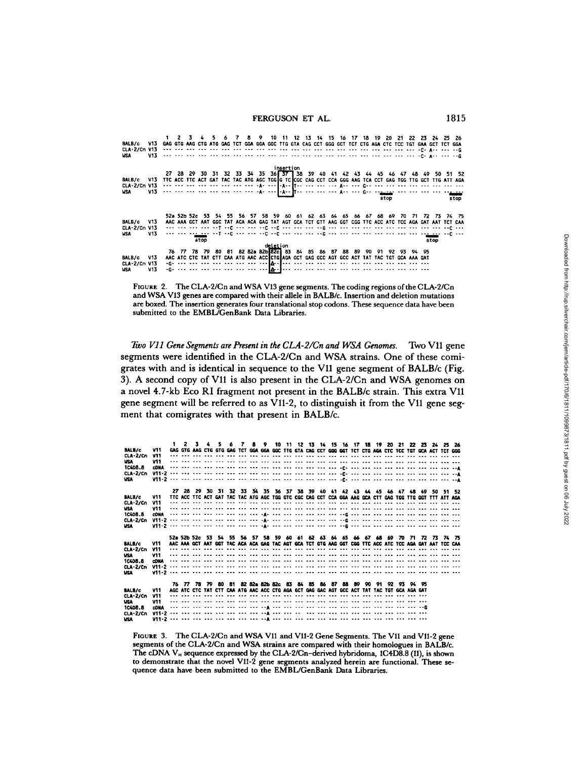```
             1   2   3   4   5   6   7   8   9   10  11  12  13  14  15  16  17  18  19  20  21  22  23  24  25  26
BALB/c   V13 GAG GTG AAG CTG ATG GAG TCT GGA GGA GGC TTG GTA CAG CCT GGG GCT TCT CTG AGA CTC TCC TGT GAA GCT TCT GGA
CLA-2/Cn V13 --- --- --- --- --- --- --- --- --- --- --- --- --- --- --- --- --- --- --- --- --- --- -C- A-- --- --G
WSA      V13 --- --- --- --- --- --- --- --- --- --- --- --- --- --- --- --- --- --- --- --- --- --- -C- A-- --- --G

                                                       insertion
             27  28  29  30  31  32  33  34  35  36 [ 37 ] 38  39  40  41  42  43  44  45  46  47  48  49  50  51  52
BALB/c   V13 TTC ACC TTC ACT GAT TAC TAC ATG AGC TGG|G TC|CGC CAG CCT CCA GGG AAG TCA CCT GAG TGG TTG GCT TTG ATT AGA
CLA-2/Cn V13 --- --- --- --- --- --- --- --- --- -A- ---|-A--|T-- --- --- --- A-- --- G-- --- --- --- --- --- --- ---
WSA      V13 --- --- --- --- --- --- --- --- --- -A- ---|-A--|T-- --- --- --- A-- --- G-- --- --- --- --- --- --- ---
                                                                                         stop                    stop

             52a 52b 52c 53  54  55  56  57  58  59  60  61  62  63  64  65  66  67  68  69  70  71  72  73  74  75
BALB/c   V13 AAC AAA GCT AAT GGC TAT ACA ACA GAG TAT AGT GCA TCT GTT AAG GGT CGG TTC ACC ATC TCC AGA GAT AAT TCT CAA
CLA-2/Cn V13 --- --- --- --- --T --C --- --- --C --C --- --- --- --- --G --- --- --- --- --- --- --- --- --- --C ---
WSA      V13 --- --- --- --- --T --C --- --- --C --C --- --- --- --- --G --- --- --- --- --- --- --- --- --- --C ---
                     stop                                                                            stop

                                            deletion
             76  77  78  79  80  81  82 82a 82b[82c] 83  84  85  86  87  88  89  90  91  92  93  94  95
BALB/c   V13 AAC ATC CTC TAT CTT CAA ATG AAC ACC|CTG|AGA GCT GAG GCC AGT GCC ACT TAT TAC TGT GCA AAA GAT
CLA-2/Cn V13 -G- --- --- --- --- --- --- --- ---|A- |--- --- --- --- --- --- --- --- --- --- --- --- ---
WSA      V13 -G- --- --- --- --- --- --- --- ---|A- |--- --- --- --- --- --- --- --- --- --- --- --- ---
```

FIGURE 2. The CLA-2/Cn and WSA V13 gene segments. The coding regions of the CLA-2/Cn and WSA V13 genes are compared with their allele in BALB/c. Insertion and deletion mutations are boxed. The insertion generates four translational stop codons. These sequence data have been submitted to the EMBL/GenBank Data Libraries.

*Two V11 Gene Segments are Present in the CLA-2/Cn and WSA Genomes.* Two V11 gene segments were identified in the CLA-2/Cn and WSA strains. One of these comigrates with and is identical in sequence to the V11 gene segment of BALB/c (Fig. 3). A second copy of V11 is also present in the CLA-2/Cn and WSA genomes on a novel 4.7-kb Eco RI fragment not present in the BALB/c strain. This extra V11 gene segment will be referred to as V11-2, to distinguish it from the V11 gene segment that comigrates with that present in BALB/c.

```
               1   2   3   4   5   6   7   8   9   10  11  12  13  14  15  16  17  18  19  20  21  22  23  24  25  26
BALB/c   V11   GAG GTG AAG CTG GTG GAG TCT GGA GGA GGC TTG GTA CAG CCT GGG GGT TCT CTG AGA CTC TCC TGT GCA ACT TCT GGG
CLA-2/Cn V11   --- --- --- --- --- --- --- --- --- --- --- --- --- --- --- --- --- --- --- --- --- --- --- --- --- ---
WSA      V11   --- --- --- --- --- --- --- --- --- --- --- --- --- --- --- --- --- --- --- --- --- --- --- --- --- ---
1C4D8.8  cDNA  --- --- --- --- --- --- --- --- --- --- --- --- --- --- --- -C- --- --- --- --- --- --- --- --- --- --A
CLA-2/Cn V11-2 --- --- --- --- --- --- --- --- --- --- --- --- --- --- --- -C- --- --- --- --- --- --- --- --- --- --A
WSA      V11-2 --- --- --- --- --- --- --- --- --- --- --- --- --- --- --- -C- --- --- --- --- --- --- --- --- --- --A

               27  28  29  30  31  32  33  34  35  36  37  38  39  40  41  42  43  44  45  46  47  48  49  50  51  52
BALB/c   V11   TTC ACC TTC ACT GAT TAC TAC ATG AGC TGG GTC CGC CAG CCT CCA GGA AAG GCA CTT GAG TGG TTG GGT TTT ATT AGA
CLA-2/Cn V11   --- --- --- --- --- --- --- --- --- --- --- --- --- --- --- --- --- --- --- --- --- --- --- --- --- ---
WSA      V11   --- --- --- --- --- --- --- --- --- --- --- --- --- --- --- --- --- --- --- --- --- --- --- --- --- ---
1C4D8.8  cDNA  --- --- --- --- --- --- --- --- -A- --- --- --- --- --- --- --G --- --- --- --- --- --- --- --- --- ---
CLA-2/Cn V11-2 --- --- --- --- --- --- --- --- -A- --- --- --- --- --- --- --G --- --- --- --- --- --- --- --- --- ---
WSA      V11-2 --- --- --- --- --- --- --- --- -A- --- --- --- --- --- --- --G --- --- --- --- --- --- --- --- --- ---

               52a 52b 52c 53  54  55  56  57  58  59  60  61  62  63  64  65  66  67  68  69  70  71  72  73  74  75
BALB/c   V11   AAC AAA GCT AAT GGT TAC ACA ACA GAG TAC AGT GCA TCT GTG AAG GGT CGG TTC ACC ATC TCC AGA GAT AAT TCC CAA
CLA-2/Cn V11   --- --- --- --- --- --- --- --- --- --- --- --- --- --- --- --- --- --- --- --- --- --- --- --- --- ---
WSA      V11   --- --- --- --- --- --- --- --- --- --- --- --- --- --- --- --- --- --- --- --- --- --- --- --- --- ---
1C4D8.8  cDNA  --- --- --- --- --- --- --- --- --- --- --- --- --- --- --- --- --- --- --- --- --- --- --- --- --- ---
CLA-2/Cn V11-2 --- --- --- --- --- --- --- --- --- --- --- --- --- --- --- --- --- --- --- --- --- --- --- --- --- ---
WSA      V11-2 --- --- --- --- --- --- --- --- --- --- --- --- --- --- --- --- --- --- --- --- --- --- --- --- --- ---

               76  77  78  79  80  81  82  82a 82b 82c 83  84  85  86  87  88  89  90  91  92  93  94  95
BALB/c   V11   AGC ATC CTC TAT CTT CAA ATG AAC ACC CTG AGA GCT GAG GAC AGT GCC ACT TAT TAC TGT GCA AGA GAT
CLA-2/Cn V11   --- --- --- --- --- --- --- --- --- --- --- --- --- --- --- --- --- --- --- --- --- --- ---
WSA      V11   --- --- --- --- --- --- --- --- --- --- --- --- --- --- --- --- --- --- --- --- --- --- ---
1C4D8.8  cDNA  --- --- --- --- --- --- --- --- --A --- --- --- --- --- --- --- --- --- --- --- --- --- --G
CLA-2/Cn V11-2 --- --- --- --- --- --- --- --- --A --- --- --- --- --- --- --- --- --- --- --- --- --- ---
WSA      V11-2 --- --- --- --- --- --- --- --- --A --- --- --- --- --- --- --- --- --- --- --- --- --- ---
```

FIGURE 3. The CLA-2/Cn and WSA V11 and V11-2 Gene Segments. The V11 and V11-2 gene segments of the CLA-2/Cn and WSA strains are compared with their homologues in BALB/c. The cDNA $V_H$ sequence expressed by the CLA-2/Cn-derived hybridoma, 1C4D8.8 (11), is shown to demonstrate that the novel V11-2 gene segments analyzed herein are functional. These sequence data have been submitted to the EMBL/GenBank Data Libraries.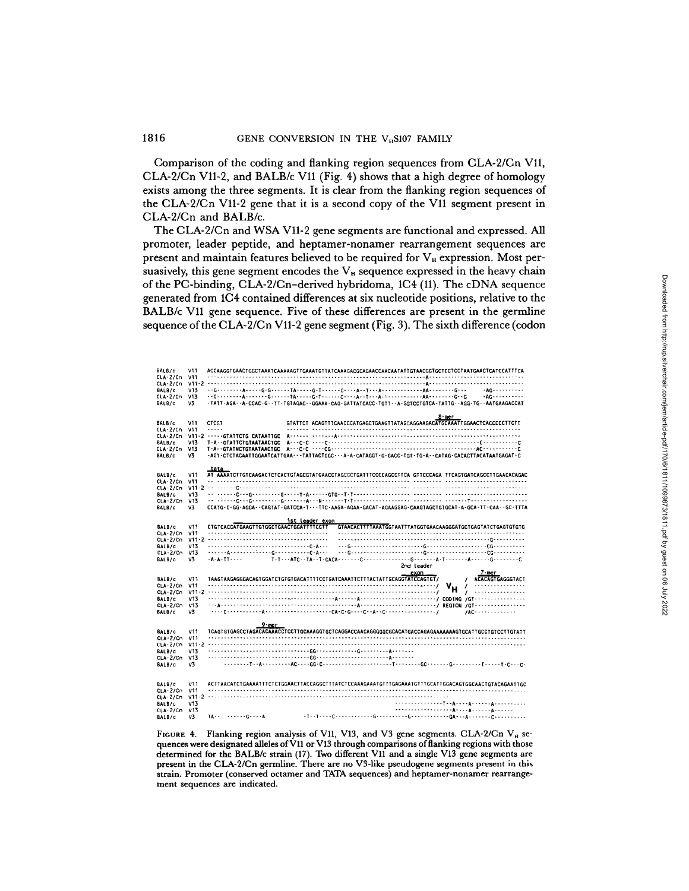Comparison of the coding and flanking region sequences from CLA-2/Cn V11, CLA-2/Cn V11-2, and BALB/c V11 (Fig. 4) shows that a high degree of homology exists among the three segments. It is clear from the flanking region sequences of the CLA-2/Cn V11-2 gene that it is a second copy of the V11 segment present in CLA-2/Cn and BALB/c.

The CLA-2/Cn and WSA V11-2 gene segments are functional and expressed. All promoter, leader peptide, and heptamer-nonamer rearrangement sequences are present and maintain features believed to be required for $V_H$ expression. Most persuasively, this gene segment encodes the $V_H$ sequence expressed in the heavy chain of the PC-binding, CLA-2/Cn-derived hybridoma, 1C4 (11). The cDNA sequence generated from 1C4 contained differences at six nucleotide positions, relative to the BALB/c V11 gene sequence. Five of these differences are present in the germline sequence of the CLA-2/Cn V11-2 gene segment (Fig. 3). The sixth difference (codon

```
BALB/c  V11   AGCAAGGTGAACTGGCTAAATCAAAAAGTTGAAATGTTATCAAAGACGCAGAACCAACAATATTGTAACGGTGCTCCTCCTAATGAACTCATCCATTTCA
CLA-2/Cn V11  ----------------------------------------------------------------------A------------------------------
CLA-2/Cn V11-2 ---------------------------------------------------------------------A------------------------------
BALB/c  V13   --G--------A-----G-G------TA-----G-T------C----A--T---A------------AA-------G--      -AG----------
CLA-2/Cn V13  --G--------A-------G------TA-----G-T------C----A--T---A------------AA-------G--G     -AG----------
BALB/c  V3    -TATT-AGA--A-CCAC-G--TT-TGTAGAC--GGAAA-CAG-GATTATCACC-TGTT--A-GGTCCTGTCA-TATTG--AGG-TG--AATGAAGACCAT

                                                                                   8-mer
BALB/c  V11   CTCGT                  GTATTCT ACAGTTTCAACCCATGAGCTGAAGTTATAGCAGGAAGACATGCAAATTGGAACTCACCCCCTTCTT
CLA-2/Cn V11  -----                  ------- ----------------------------------------------------------------
CLA-2/Cn V11-2 -----GTATTCTG CATAATTGC A------ -------A--------------------------------------------------------
BALB/c  V13   T-A--GTATTCTGTAATAACTGC A---C-C ----C-----------------------------------------------C-----------C
CLA-2/Cn V13  T-A--GTATNCTGTAATAACTGC A---C-C ----CG----------------------------------------------AC----------C
BALB/c  V3    -AGT-CTCTACAATTGGAATCATTGAA---TATTACTGGC---A-A-CATAGGT-G-GACC-TGT-TG-A--CATAG-CACACTTACATAATGAGAT-C

              tata
BALB/c  V11   AT AAAATCTTGTCAAGACTCTCACTGTAGCGTATGAACCTAGCCCTGATTTCCCCAGCCTTCA GTTCCCAGA TTCAGTGATCAGCCTTGAACACAGAC
CLA-2/Cn V11  -- ---------------------------------------------------------------- --------- ------------------------
CLA-2/Cn V11-2 -- ------C--------------------------------------------------------- --------- ------------------------
BALB/c  V13   -- ------C---G----------G-----T-A------GTG--T-T------------------ --------- ------------------------
CLA-2/Cn V13  -- ------C---G----------G-------A---N-------T-T------------------- --------- -------T----------------
BALB/c  V3    CCATG-C-GG-AGGA--CAGTAT-GATCCA-T---TTC-AAGA-AGAA-GACAT-AGAAGGAG-CAAGTAGCTGTGCAT-A-GCA-TT-CAA--GC-TTTA

                                      1st leader exon
BALB/c  V11   CTGTCACCATGAAGTTGTGGCTGAACTGGATTTTCCTT   GTAACACTTTTAAATGGTAATTTATGGTGAACAAGGGATGCTGAGTATCTGAGTGTGTG
CLA-2/Cn V11  --------------------------------------   ---------------------------------------------------------
CLA-2/Cn V11-2 -------------------------------------   ---------------------------------------------------G-------
BALB/c  V13   ---------------------------------C-A---   ---G--------------------G-----------------CG---------
CLA-2/Cn V13  ------A-------------G-----------C-A---   ---G--------------------G-----------------CG---------
BALB/c  V3    -A-A-TT----               T-T---ATC--TA--T-CACA-------C---------------G-------A-T-------A------G--------C
                                                                                       2nd leader
                                                                                          exon          7-mer
BALB/c  V11   TAAGTAAGAGGGACAGTGGATCTGTGTGACATTTTCCTGATCAAATTCTTTACTATTGCAGGTATCCAGTGT/       /  ACACAGTGAGGGTACT
CLA-2/Cn V11  -------------------------------------------------------------------------/  V_H  /  ---------------
CLA-2/Cn V11-2 ------------------------------------------------------------------------/       /  ---------------
BALB/c  V13   --------------------------------------------A------A--------------------/ CODING /GT-------------
CLA-2/Cn V13  ---A----------------------------------------A---------------------------/ REGION /GT-------------
BALB/c  V3    ----C----------A--------------------CA-C-G----C--A--C-----------------/        /AC-------------

                            9-mer
BALB/c  V11   TCAGTGTGAGCCTAGACACAAACCTCCTTGCAAAGGTGCTCAGGACCAACAGGGGGCGCACATGACCAGAGAAAAAAAGTGCATTGCCTGTCCTTGTATT
CLA-2/Cn V11  ----------------------------------------------------------------------------------------------------
CLA-2/Cn V11-2 ---------------------------------------------------------------------------------------------------
BALB/c  V13   --------------------------------GG------------G----------A-------
CLA-2/Cn V13  --------------------------------GG-----------------------A-------
BALB/c  V3    --------T--A--------AC----GG-C----------------------T--------GC-------G---------T-----T-C---C-

BALB/c  V11   ACTTAACATCTGAAAATTTCTCTGGAACTTACCAGGCTTTATCTCCAAAGAAATGTTTGAGAAATGTTTGCATTGGACAGTGGCAACTGTACAGAATTGC
CLA-2/Cn V11  ----------------------------------------------------------------------------------------------------
CLA-2/Cn V11-2 -------------------------------------------------------------------
BALB/c  V13                                                                 ---------------T--A----A------A----------
CLA-2/Cn V13                                                                ------------------A----A------A------
BALB/c  V3    TA--  ------G----A              -T--T----C-------------G----------G------------GA---A-------C----------
```

FIGURE 4. Flanking region analysis of V11, V13, and V3 gene segments. CLA-2/Cn $V_H$ sequences were designated alleles of V11 or V13 through comparisons of flanking regions with those determined for the BALB/c strain (17). Two different V11 and a single V13 gene segments are present in the CLA-2/Cn germline. There are no V3-like pseudogene segments present in this strain. Promoter (conserved octamer and TATA sequences) and heptamer-nonamer rearrangement sequences are indicated.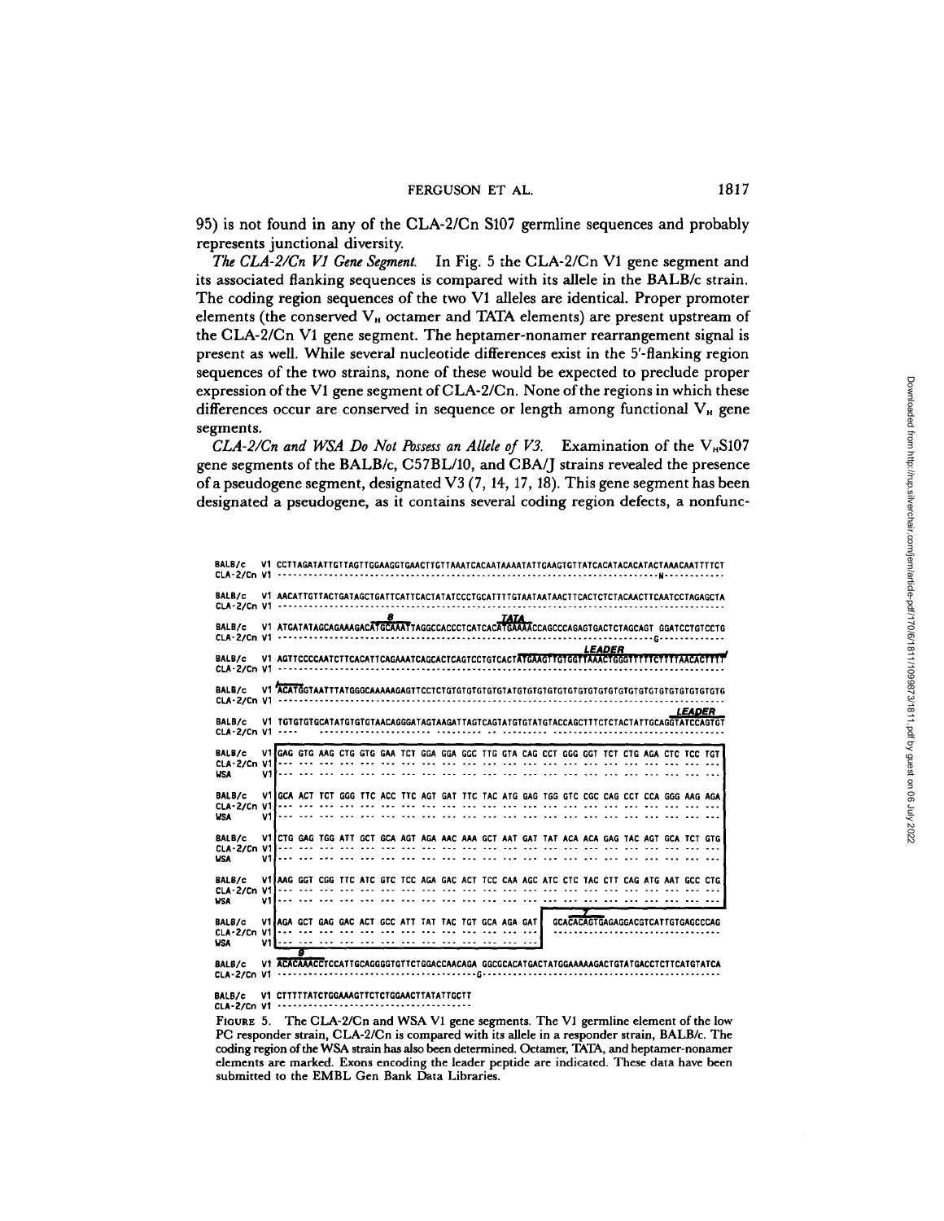95) is not found in any of the CLA-2/Cn S107 germline sequences and probably represents junctional diversity.

*The CLA-2/Cn V1 Gene Segment.* In Fig. 5 the CLA-2/Cn V1 gene segment and its associated flanking sequences is compared with its allele in the BALB/c strain. The coding region sequences of the two V1 alleles are identical. Proper promoter elements (the conserved $V_H$ octamer and TATA elements) are present upstream of the CLA-2/Cn V1 gene segment. The heptamer-nonamer rearrangement signal is present as well. While several nucleotide differences exist in the 5'-flanking region sequences of the two strains, none of these would be expected to preclude proper expression of the V1 gene segment of CLA-2/Cn. None of the regions in which these differences occur are conserved in sequence or length among functional $V_H$ gene segments.

*CLA-2/Cn and WSA Do Not Possess an Allele of V3.* Examination of the $V_H$S107 gene segments of the BALB/c, C57BL/10, and CBA/J strains revealed the presence of a pseudogene segment, designated V3 (7, 14, 17, 18). This gene segment has been designated a pseudogene, as it contains several coding region defects, a nonfunc-

```
BALB/c    V1 CCTTAGATATTGTTAGTTGGAAGGTGAACTTGTTAAATCACAATAAAATATTGAAGTGTTATCACATACACATACTAAACAATTTTCT
CLA-2/Cn  V1 ------------------------------------------------------------------------N-----------

BALB/c    V1 AACATTGTTACTGATAGCTGATTCATTCACTATATCCCTGCATTTTGTAATAATAACTTCACTCTCTACAACTTCAATCCTAGAGCTA
CLA-2/Cn  V1 -----------------------------------------------------------------------------------------
                                       8                TATA
BALB/c    V1 ATGATATAGCAGAAAGACATGCAAATTAGGCCACCCTCATCACATGAAAACCAGCCCAGAGTGACTCTAGCAGT GGATCCTGTCCTG
CLA-2/Cn  V1 -----------------------------------------------------------------------G------------
                                                                     LEADER
BALB/c    V1 AGTTCCCCAATCTTCACATTCAGAAATCAGCACTCAGTCCTGTCACTATGAAGTTGTGGTTAAACTGGGTTTTTCTTTTAACACTTTT
CLA-2/Cn  V1 -----------------------------------------------------------------------------------------

BALB/c    V1 ACATGGTAATTTATGGGCAAAAAGAGTTCCTCTGTGTGTGTGTATGTGTGTGTGTGTGTGTGTGTGTGTGTGTGTGTGTGTGTGTG
CLA-2/Cn  V1 -----------------------------------------------------------------------------------------
                                                                                  LEADER
BALB/c    V1 TGTGTGTGCATATGTGTGTAACAGGGATAGTAAGATTAGTCAGTATGTGTATGTACCAGCTTTCTCTACTATTGCAGGTATCCAGTGT
CLA-2/Cn  V1 ----     -------------------- --------- -- ---------  ------------------------------------

BALB/c    V1 GAG GTG AAG CTG GTG GAA TCT GGA GGA GGC TTG GTA CAG CCT GGG GGT TCT CTG AGA CTC TCC TGT
CLA-2/Cn  V1 --- --- --- --- --- --- --- --- --- --- --- --- --- --- --- --- --- --- --- --- --- ---
WSA       V1 --- --- --- --- --- --- --- --- --- --- --- --- --- --- --- --- --- --- --- --- --- ---

BALB/c    V1 GCA ACT TCT GGG TTC ACC TTC AGT GAT TTC TAC ATG GAG TGG GTC CGC CAG CCT CCA GGG AAG AGA
CLA-2/Cn  V1 --- --- --- --- --- --- --- --- --- --- --- --- --- --- --- --- --- --- --- --- --- ---
WSA       V1 --- --- --- --- --- --- --- --- --- --- --- --- --- --- --- --- --- --- --- --- --- ---

BALB/c    V1 CTG GAG TGG ATT GCT GCA AGT AGA AAC AAA GCT AAT GAT TAT ACA ACA GAG TAC AGT GCA TCT GTG
CLA-2/Cn  V1 --- --- --- --- --- --- --- --- --- --- --- --- --- --- --- --- --- --- --- --- --- ---
WSA       V1 --- --- --- --- --- --- --- --- --- --- --- --- --- --- --- --- --- --- --- --- --- ---

BALB/c    V1 AAG GGT CGG TTC ATC GTC TCC AGA GAC ACT TCC CAA AGC ATC CTC TAC CTT CAG ATG AAT GCC CTG
CLA-2/Cn  V1 --- --- --- --- --- --- --- --- --- --- --- --- --- --- --- --- --- --- --- --- --- ---
WSA       V1 --- --- --- --- --- --- --- --- --- --- --- --- --- --- --- --- --- --- --- --- --- ---
                                                             7
BALB/c    V1 AGA GCT GAG GAC ACT GCC ATT TAT TAC TGT GCA AGA GAT   GCACACAGTGAGAGGACGTCATTGTGAGCCCAG
CLA-2/Cn  V1 --- --- --- --- --- --- --- --- --- --- --- --- ---   ------------------------------
WSA       V1 --- --- --- --- --- --- --- --- --- --- --- --- ---
                9
BALB/c    V1 ACACAAACCTCCATTGCAGGGGTGTTCTGGACCAACAGA GGCGCACATGACTATGGAAAAAGACTGTATGACCTCTTCATGTATCA
CLA-2/Cn  V1 ---------------------------------------G------------------------------------------------

BALB/c    V1 CTTTTTATCTGGAAAGTTCTCTGGAACTTATATTGCTT
CLA-2/Cn  V1 --------------------------------------
```

FIGURE 5. The CLA-2/Cn and WSA V1 gene segments. The V1 germline element of the low PC responder strain, CLA-2/Cn is compared with its allele in a responder strain, BALB/c. The coding region of the WSA strain has also been determined. Octamer, TATA, and heptamer-nonamer elements are marked. Exons encoding the leader peptide are indicated. These data have been submitted to the EMBL Gen Bank Data Libraries.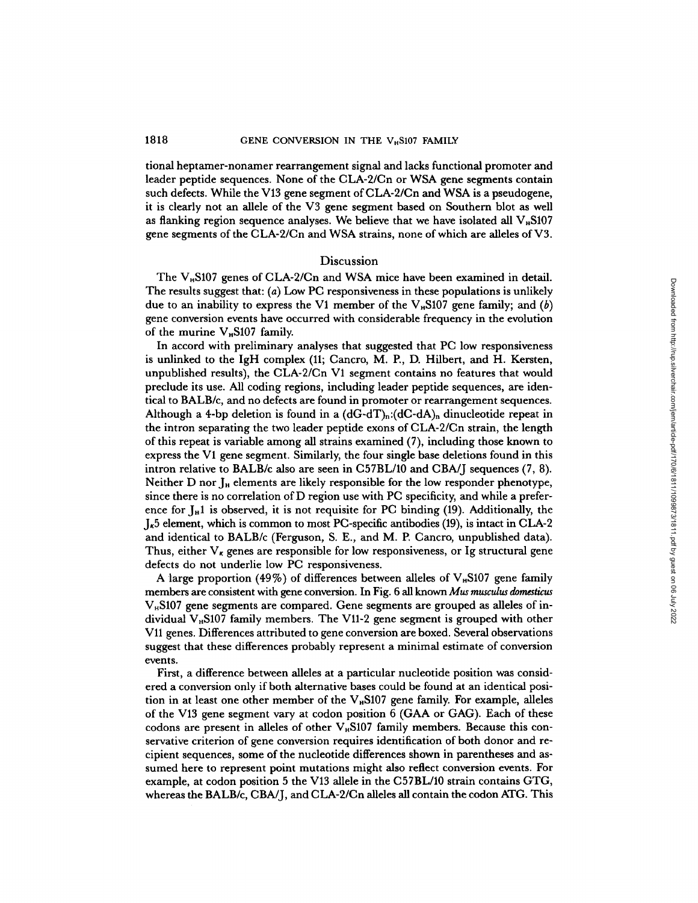tional heptamer-nonamer rearrangement signal and lacks functional promoter and leader peptide sequences. None of the CLA-2/Cn or WSA gene segments contain such defects. While the V13 gene segment of CLA-2/Cn and WSA is a pseudogene, it is clearly not an allele of the V3 gene segment based on Southern blot as well as flanking region sequence analyses. We believe that we have isolated all $V_H$S107 gene segments of the CLA-2/Cn and WSA strains, none of which are alleles of V3.

## Discussion

The $V_H$S107 genes of CLA-2/Cn and WSA mice have been examined in detail. The results suggest that: (*a*) Low PC responsiveness in these populations is unlikely due to an inability to express the V1 member of the $V_H$S107 gene family; and (*b*) gene conversion events have occurred with considerable frequency in the evolution of the murine $V_H$S107 family.

In accord with preliminary analyses that suggested that PC low responsiveness is unlinked to the IgH complex (11; Cancro, M. P., D. Hilbert, and H. Kersten, unpublished results), the CLA-2/Cn V1 segment contains no features that would preclude its use. All coding regions, including leader peptide sequences, are identical to BALB/c, and no defects are found in promoter or rearrangement sequences. Although a 4-bp deletion is found in a $(dG\text{-}dT)_n{:}(dC\text{-}dA)_n$ dinucleotide repeat in the intron separating the two leader peptide exons of CLA-2/Cn strain, the length of this repeat is variable among all strains examined (7), including those known to express the V1 gene segment. Similarly, the four single base deletions found in this intron relative to BALB/c also are seen in C57BL/10 and CBA/J sequences (7, 8). Neither D nor $J_H$ elements are likely responsible for the low responder phenotype, since there is no correlation of D region use with PC specificity, and while a preference for $J_H1$ is observed, it is not requisite for PC binding (19). Additionally, the $J_\kappa5$ element, which is common to most PC-specific antibodies (19), is intact in CLA-2 and identical to BALB/c (Ferguson, S. E., and M. P. Cancro, unpublished data). Thus, either $V_\kappa$ genes are responsible for low responsiveness, or Ig structural gene defects do not underlie low PC responsiveness.

A large proportion (49%) of differences between alleles of $V_H$S107 gene family members are consistent with gene conversion. In Fig. 6 all known *Mus musculus domesticus* $V_H$S107 gene segments are compared. Gene segments are grouped as alleles of individual $V_H$S107 family members. The V11-2 gene segment is grouped with other V11 genes. Differences attributed to gene conversion are boxed. Several observations suggest that these differences probably represent a minimal estimate of conversion events.

First, a difference between alleles at a particular nucleotide position was considered a conversion only if both alternative bases could be found at an identical position in at least one other member of the $V_H$S107 gene family. For example, alleles of the V13 gene segment vary at codon position 6 (GAA or GAG). Each of these codons are present in alleles of other $V_H$S107 family members. Because this conservative criterion of gene conversion requires identification of both donor and recipient sequences, some of the nucleotide differences shown in parentheses and assumed here to represent point mutations might also reflect conversion events. For example, at codon position 5 the V13 allele in the C57BL/10 strain contains GTG, whereas the BALB/c, CBA/J, and CLA-2/Cn alleles all contain the codon ATG. This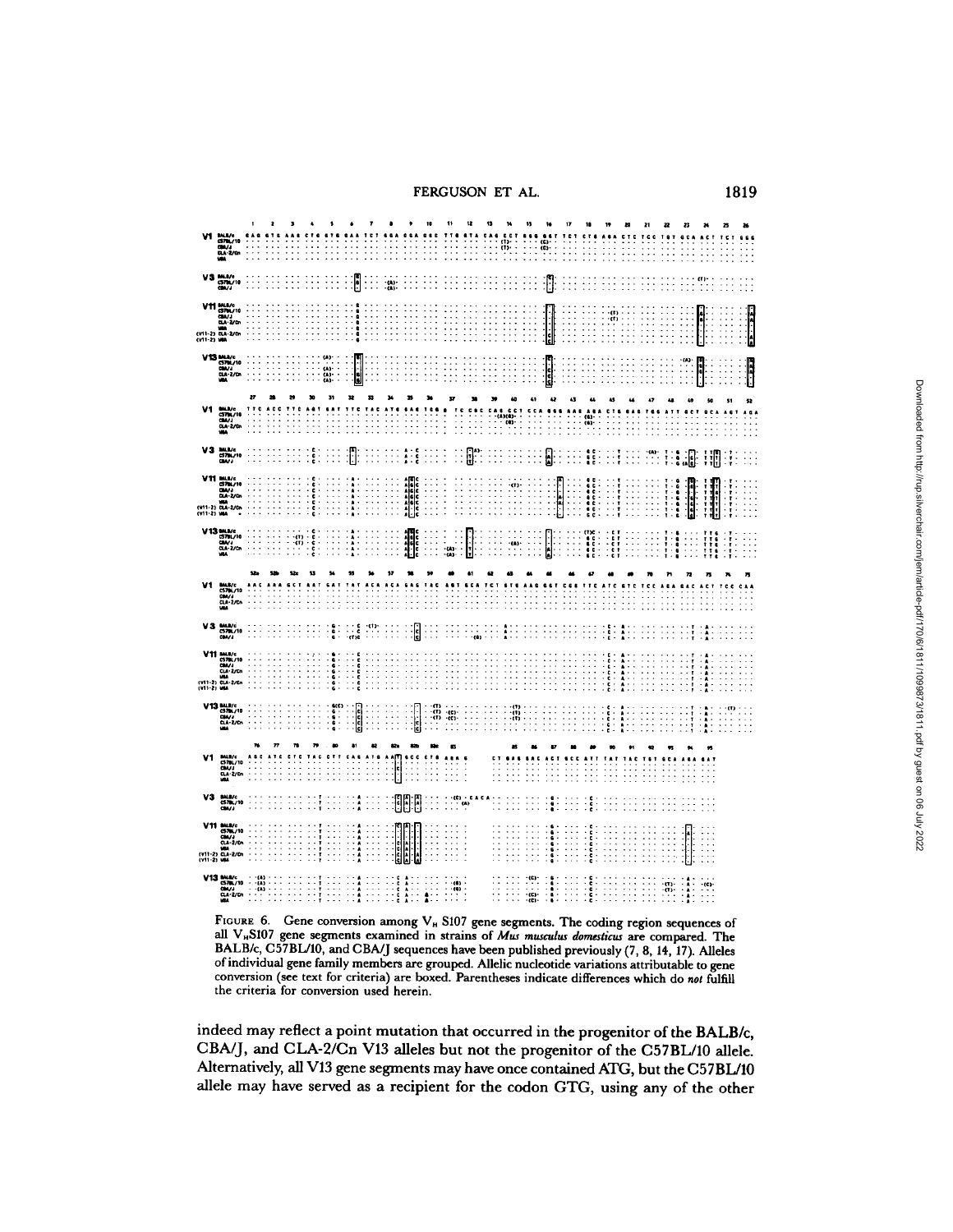FIGURE 6. Gene conversion among $V_H$ S107 gene segments. The coding region sequences of all $V_H$S107 gene segments examined in strains of *Mus musculus domesticus* are compared. The BALB/c, C57BL/10, and CBA/J sequences have been published previously (7, 8, 14, 17). Alleles of individual gene family members are grouped. Allelic nucleotide variations attributable to gene conversion (see text for criteria) are boxed. Parentheses indicate differences which do *not* fulfill the criteria for conversion used herein.

indeed may reflect a point mutation that occurred in the progenitor of the BALB/c, CBA/J, and CLA-2/Cn V13 alleles but not the progenitor of the C57BL/10 allele. Alternatively, all V13 gene segments may have once contained ATG, but the C57BL/10 allele may have served as a recipient for the codon GTG, using any of the other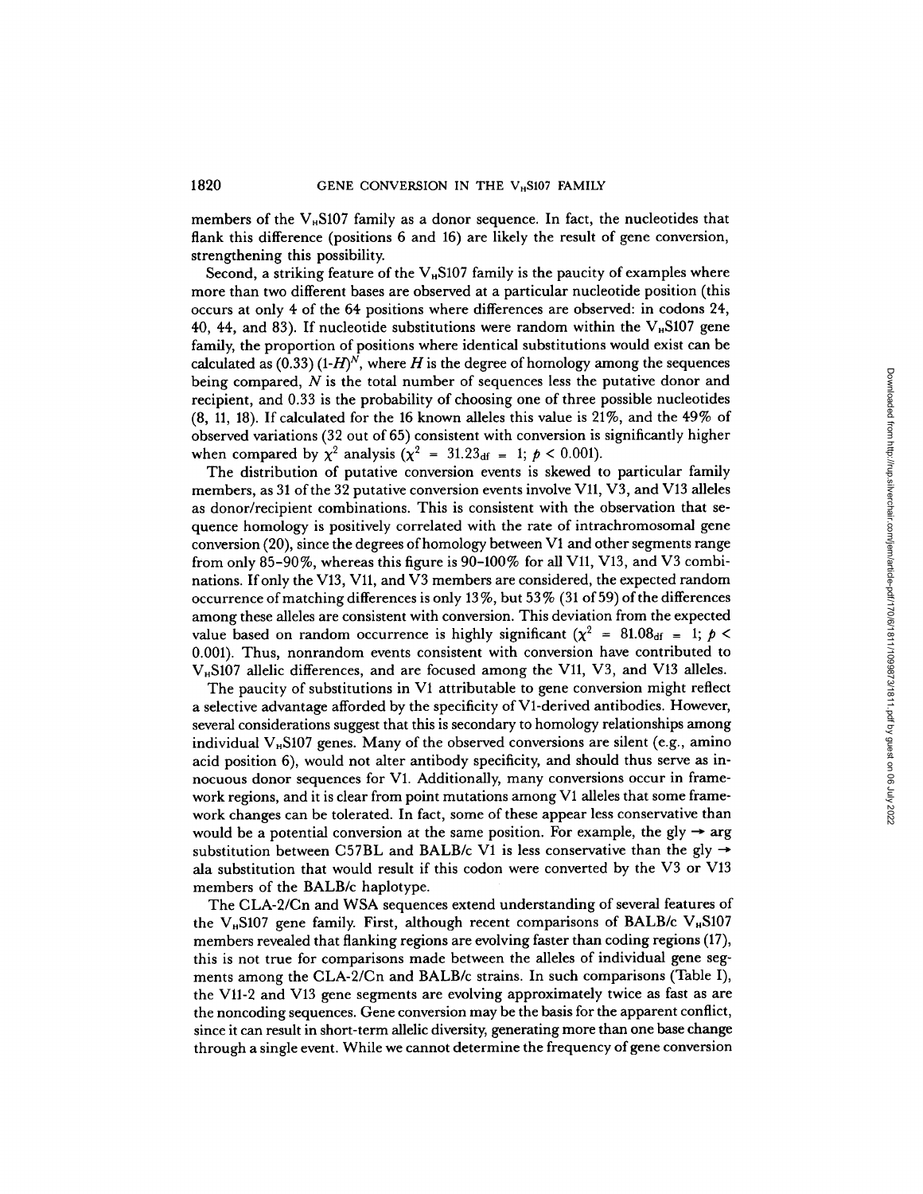members of the $V_H$S107 family as a donor sequence. In fact, the nucleotides that flank this difference (positions 6 and 16) are likely the result of gene conversion, strengthening this possibility.

Second, a striking feature of the $V_H$S107 family is the paucity of examples where more than two different bases are observed at a particular nucleotide position (this occurs at only 4 of the 64 positions where differences are observed: in codons 24, 40, 44, and 83). If nucleotide substitutions were random within the $V_H$S107 gene family, the proportion of positions where identical substitutions would exist can be calculated as $(0.33)\,(1\text{-}H)^N$, where $H$ is the degree of homology among the sequences being compared, $N$ is the total number of sequences less the putative donor and recipient, and 0.33 is the probability of choosing one of three possible nucleotides (8, 11, 18). If calculated for the 16 known alleles this value is 21%, and the 49% of observed variations (32 out of 65) consistent with conversion is significantly higher when compared by $\chi^2$ analysis ($\chi^2 = 31.23_{df} = 1$; $p < 0.001$).

The distribution of putative conversion events is skewed to particular family members, as 31 of the 32 putative conversion events involve V11, V3, and V13 alleles as donor/recipient combinations. This is consistent with the observation that sequence homology is positively correlated with the rate of intrachromosomal gene conversion (20), since the degrees of homology between V1 and other segments range from only 85–90%, whereas this figure is 90–100% for all V11, V13, and V3 combinations. If only the V13, V11, and V3 members are considered, the expected random occurrence of matching differences is only 13%, but 53% (31 of 59) of the differences among these alleles are consistent with conversion. This deviation from the expected value based on random occurrence is highly significant ($\chi^2 = 81.08_{df} = 1$; $p < 0.001$). Thus, nonrandom events consistent with conversion have contributed to $V_H$S107 allelic differences, and are focused among the V11, V3, and V13 alleles.

The paucity of substitutions in V1 attributable to gene conversion might reflect a selective advantage afforded by the specificity of V1-derived antibodies. However, several considerations suggest that this is secondary to homology relationships among individual $V_H$S107 genes. Many of the observed conversions are silent (e.g., amino acid position 6), would not alter antibody specificity, and should thus serve as innocuous donor sequences for V1. Additionally, many conversions occur in framework regions, and it is clear from point mutations among V1 alleles that some framework changes can be tolerated. In fact, some of these appear less conservative than would be a potential conversion at the same position. For example, the gly → arg substitution between C57BL and BALB/c V1 is less conservative than the gly → ala substitution that would result if this codon were converted by the V3 or V13 members of the BALB/c haplotype.

The CLA-2/Cn and WSA sequences extend understanding of several features of the $V_H$S107 gene family. First, although recent comparisons of BALB/c $V_H$S107 members revealed that flanking regions are evolving faster than coding regions (17), this is not true for comparisons made between the alleles of individual gene segments among the CLA-2/Cn and BALB/c strains. In such comparisons (Table I), the V11-2 and V13 gene segments are evolving approximately twice as fast as are the noncoding sequences. Gene conversion may be the basis for the apparent conflict, since it can result in short-term allelic diversity, generating more than one base change through a single event. While we cannot determine the frequency of gene conversion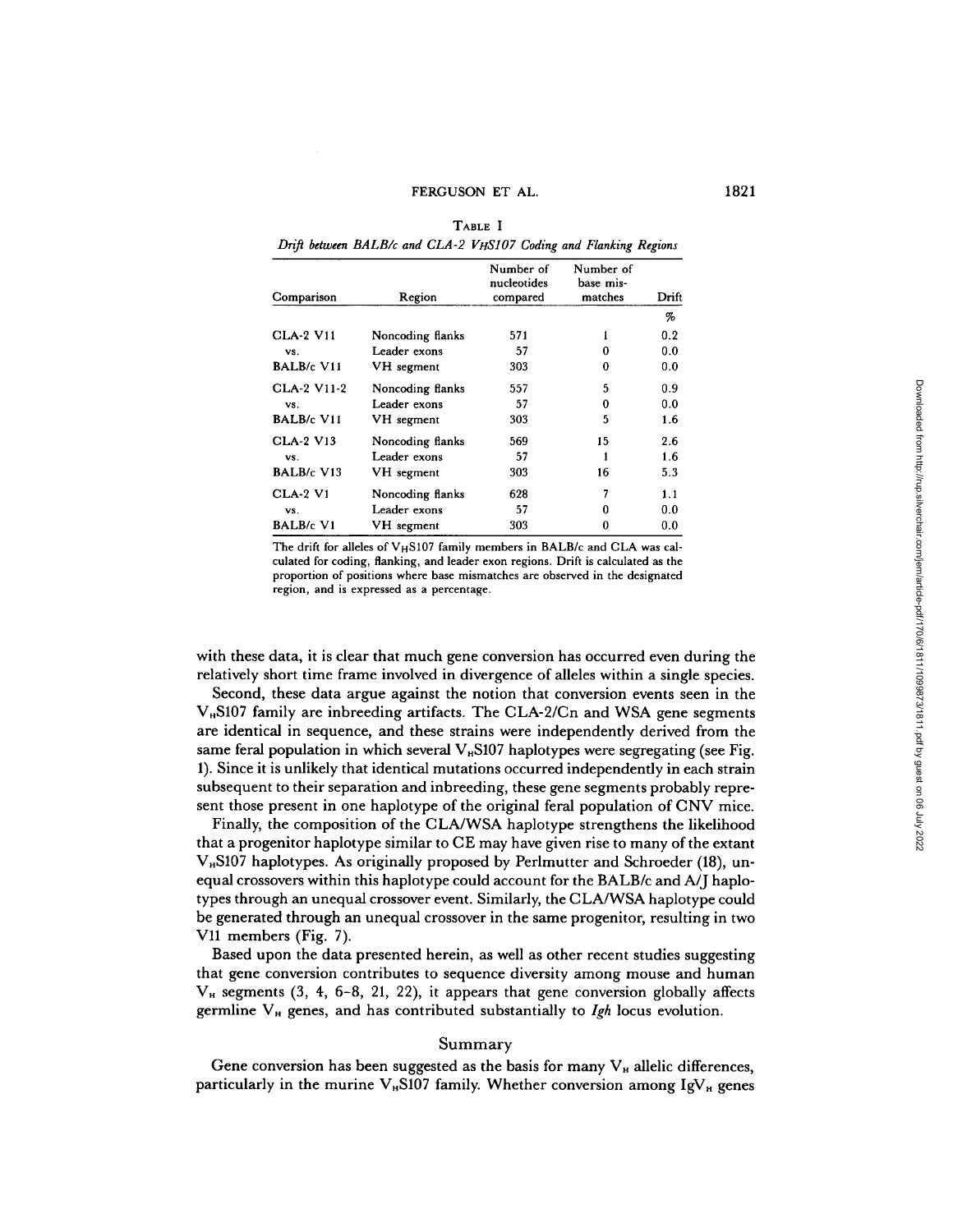TABLE I

*Drift between BALB/c and CLA-2 $V_H$S107 Coding and Flanking Regions*

| Comparison | Region | Number of nucleotides compared | Number of base mismatches | Drift |
|---|---|---|---|---|
| | | | | % |
| CLA-2 V11 | Noncoding flanks | 571 | 1 | 0.2 |
| vs. | Leader exons | 57 | 0 | 0.0 |
| BALB/c V11 | VH segment | 303 | 0 | 0.0 |
| CLA-2 V11-2 | Noncoding flanks | 557 | 5 | 0.9 |
| vs. | Leader exons | 57 | 0 | 0.0 |
| BALB/c V11 | VH segment | 303 | 5 | 1.6 |
| CLA-2 V13 | Noncoding flanks | 569 | 15 | 2.6 |
| vs. | Leader exons | 57 | 1 | 1.6 |
| BALB/c V13 | VH segment | 303 | 16 | 5.3 |
| CLA-2 V1 | Noncoding flanks | 628 | 7 | 1.1 |
| vs. | Leader exons | 57 | 0 | 0.0 |
| BALB/c V1 | VH segment | 303 | 0 | 0.0 |

The drift for alleles of $V_H$S107 family members in BALB/c and CLA was calculated for coding, flanking, and leader exon regions. Drift is calculated as the proportion of positions where base mismatches are observed in the designated region, and is expressed as a percentage.

with these data, it is clear that much gene conversion has occurred even during the relatively short time frame involved in divergence of alleles within a single species.

Second, these data argue against the notion that conversion events seen in the $V_H$S107 family are inbreeding artifacts. The CLA-2/Cn and WSA gene segments are identical in sequence, and these strains were independently derived from the same feral population in which several $V_H$S107 haplotypes were segregating (see Fig. 1). Since it is unlikely that identical mutations occurred independently in each strain subsequent to their separation and inbreeding, these gene segments probably represent those present in one haplotype of the original feral population of CNV mice.

Finally, the composition of the CLA/WSA haplotype strengthens the likelihood that a progenitor haplotype similar to CE may have given rise to many of the extant $V_H$S107 haplotypes. As originally proposed by Perlmutter and Schroeder (18), unequal crossovers within this haplotype could account for the BALB/c and A/J haplotypes through an unequal crossover event. Similarly, the CLA/WSA haplotype could be generated through an unequal crossover in the same progenitor, resulting in two V11 members (Fig. 7).

Based upon the data presented herein, as well as other recent studies suggesting that gene conversion contributes to sequence diversity among mouse and human $V_H$ segments (3, 4, 6–8, 21, 22), it appears that gene conversion globally affects germline $V_H$ genes, and has contributed substantially to *Igh* locus evolution.

## Summary

Gene conversion has been suggested as the basis for many $V_H$ allelic differences, particularly in the murine $V_H$S107 family. Whether conversion among Ig$V_H$ genes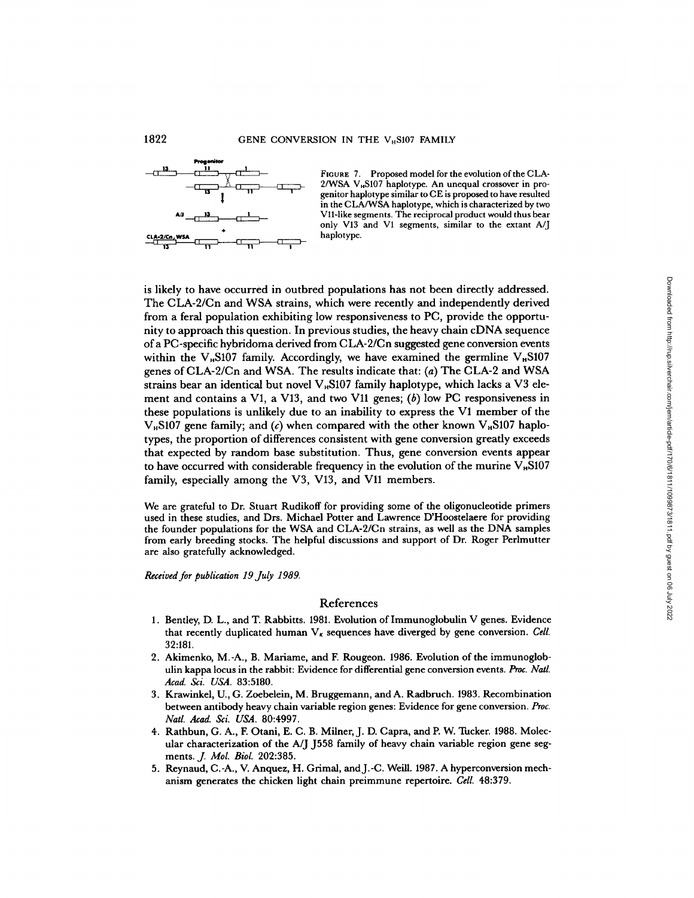FIGURE 7. Proposed model for the evolution of the CLA-2/WSA $V_H$S107 haplotype. An unequal crossover in progenitor haplotype similar to CE is proposed to have resulted in the CLA/WSA haplotype, which is characterized by two V11-like segments. The reciprocal product would thus bear only V13 and V1 segments, similar to the extant A/J haplotype.

is likely to have occurred in outbred populations has not been directly addressed. The CLA-2/Cn and WSA strains, which were recently and independently derived from a feral population exhibiting low responsiveness to PC, provide the opportunity to approach this question. In previous studies, the heavy chain cDNA sequence of a PC-specific hybridoma derived from CLA-2/Cn suggested gene conversion events within the $V_H$S107 family. Accordingly, we have examined the germline $V_H$S107 genes of CLA-2/Cn and WSA. The results indicate that: (*a*) The CLA-2 and WSA strains bear an identical but novel $V_H$S107 family haplotype, which lacks a V3 element and contains a V1, a V13, and two V11 genes; (*b*) low PC responsiveness in these populations is unlikely due to an inability to express the V1 member of the $V_H$S107 gene family; and (*c*) when compared with the other known $V_H$S107 haplotypes, the proportion of differences consistent with gene conversion greatly exceeds that expected by random base substitution. Thus, gene conversion events appear to have occurred with considerable frequency in the evolution of the murine $V_H$S107 family, especially among the V3, V13, and V11 members.

We are grateful to Dr. Stuart Rudikoff for providing some of the oligonucleotide primers used in these studies, and Drs. Michael Potter and Lawrence D'Hoostelaere for providing the founder populations for the WSA and CLA-2/Cn strains, as well as the DNA samples from early breeding stocks. The helpful discussions and support of Dr. Roger Perlmutter are also gratefully acknowledged.

*Received for publication 19 July 1989.*

## References

1. Bentley, D. L., and T. Rabbitts. 1981. Evolution of Immunoglobulin V genes. Evidence that recently duplicated human $V_\kappa$ sequences have diverged by gene conversion. *Cell.* 32:181.
2. Akimenko, M.-A., B. Mariame, and F. Rougeon. 1986. Evolution of the immunoglobulin kappa locus in the rabbit: Evidence for differential gene conversion events. *Proc. Natl. Acad. Sci. USA.* 83:5180.
3. Krawinkel, U., G. Zoebelein, M. Bruggemann, and A. Radbruch. 1983. Recombination between antibody heavy chain variable region genes: Evidence for gene conversion. *Proc. Natl. Acad. Sci. USA.* 80:4997.
4. Rathbun, G. A., F. Otani, E. C. B. Milner, J. D. Capra, and P. W. Tucker. 1988. Molecular characterization of the A/J J558 family of heavy chain variable region gene segments. *J. Mol. Biol.* 202:385.
5. Reynaud, C.-A., V. Anquez, H. Grimal, and J.-C. Weill. 1987. A hyperconversion mechanism generates the chicken light chain preimmune repertoire. *Cell.* 48:379.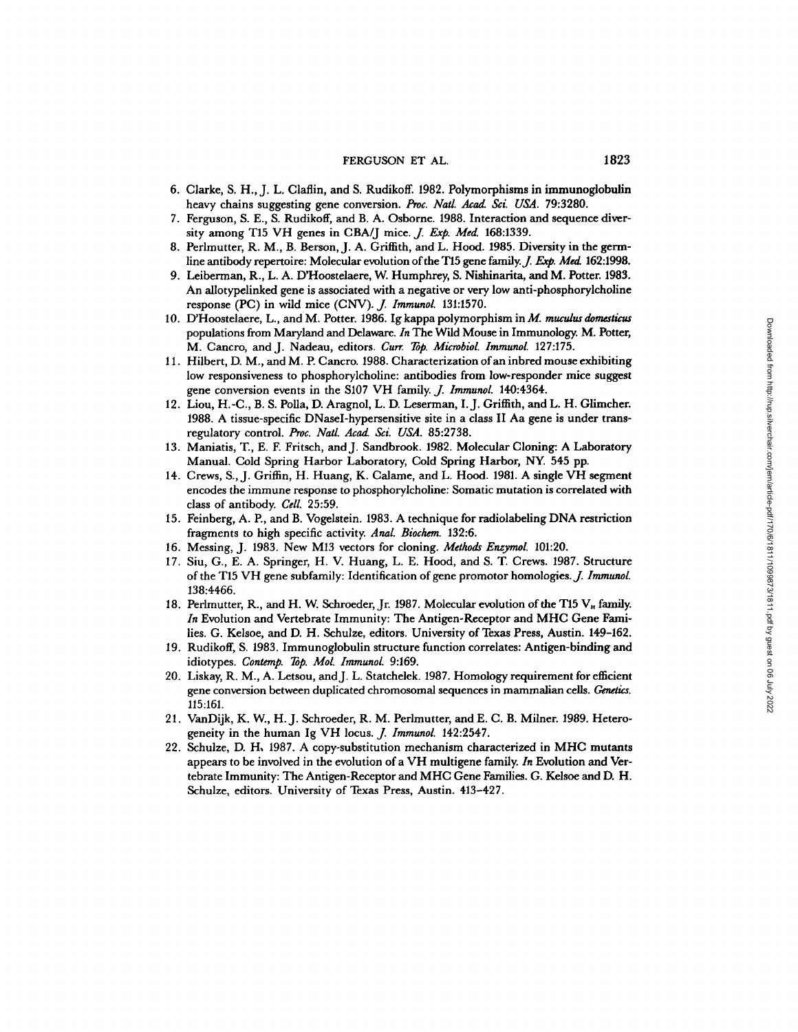6. Clarke, S. H., J. L. Claflin, and S. Rudikoff. 1982. Polymorphisms in immunoglobulin heavy chains suggesting gene conversion. *Proc. Natl. Acad. Sci. USA.* 79:3280.
7. Ferguson, S. E., S. Rudikoff, and B. A. Osborne. 1988. Interaction and sequence diversity among T15 VH genes in CBA/J mice. *J. Exp. Med.* 168:1339.
8. Perlmutter, R. M., B. Berson, J. A. Griffith, and L. Hood. 1985. Diversity in the germline antibody repertoire: Molecular evolution of the T15 gene family. *J. Exp. Med.* 162:1998.
9. Leiberman, R., L. A. D'Hoostelaere, W. Humphrey, S. Nishinarita, and M. Potter. 1983. An allotypelinked gene is associated with a negative or very low anti-phosphorylcholine response (PC) in wild mice (CNV). *J. Immunol.* 131:1570.
10. D'Hoostelaere, L., and M. Potter. 1986. Ig kappa polymorphism in *M. muculus domesticus* populations from Maryland and Delaware. *In* The Wild Mouse in Immunology. M. Potter, M. Cancro, and J. Nadeau, editors. *Curr. Top. Microbiol. Immunol.* 127:175.
11. Hilbert, D. M., and M. P. Cancro. 1988. Characterization of an inbred mouse exhibiting low responsiveness to phosphorylcholine: antibodies from low-responder mice suggest gene conversion events in the S107 VH family. *J. Immunol.* 140:4364.
12. Liou, H.-C., B. S. Polla, D. Aragnol, L. D. Leserman, I. J. Griffith, and L. H. Glimcher. 1988. A tissue-specific DNaseI-hypersensitive site in a class II Aa gene is under trans-regulatory control. *Proc. Natl. Acad. Sci. USA.* 85:2738.
13. Maniatis, T., E. F. Fritsch, and J. Sandbrook. 1982. Molecular Cloning: A Laboratory Manual. Cold Spring Harbor Laboratory, Cold Spring Harbor, NY. 545 pp.
14. Crews, S., J. Griffin, H. Huang, K. Calame, and L. Hood. 1981. A single VH segment encodes the immune response to phosphorylcholine: Somatic mutation is correlated with class of antibody. *Cell.* 25:59.
15. Feinberg, A. P., and B. Vogelstein. 1983. A technique for radiolabeling DNA restriction fragments to high specific activity. *Anal. Biochem.* 132:6.
16. Messing, J. 1983. New M13 vectors for cloning. *Methods Enzymol.* 101:20.
17. Siu, G., E. A. Springer, H. V. Huang, L. E. Hood, and S. T. Crews. 1987. Structure of the T15 VH gene subfamily: Identification of gene promotor homologies. *J. Immunol.* 138:4466.
18. Perlmutter, R., and H. W. Schroeder, Jr. 1987. Molecular evolution of the T15 $V_H$ family. *In* Evolution and Vertebrate Immunity: The Antigen-Receptor and MHC Gene Families. G. Kelsoe, and D. H. Schulze, editors. University of Texas Press, Austin. 149–162.
19. Rudikoff, S. 1983. Immunoglobulin structure function correlates: Antigen-binding and idiotypes. *Contemp. Top. Mol. Immunol.* 9:169.
20. Liskay, R. M., A. Letsou, and J. L. Statchelek. 1987. Homology requirement for efficient gene conversion between duplicated chromosomal sequences in mammalian cells. *Genetics.* 115:161.
21. VanDijk, K. W., H. J. Schroeder, R. M. Perlmutter, and E. C. B. Milner. 1989. Heterogeneity in the human Ig VH locus. *J. Immunol.* 142:2547.
22. Schulze, D. H. 1987. A copy-substitution mechanism characterized in MHC mutants appears to be involved in the evolution of a VH multigene family. *In* Evolution and Vertebrate Immunity: The Antigen-Receptor and MHC Gene Families. G. Kelsoe and D. H. Schulze, editors. University of Texas Press, Austin. 413–427.